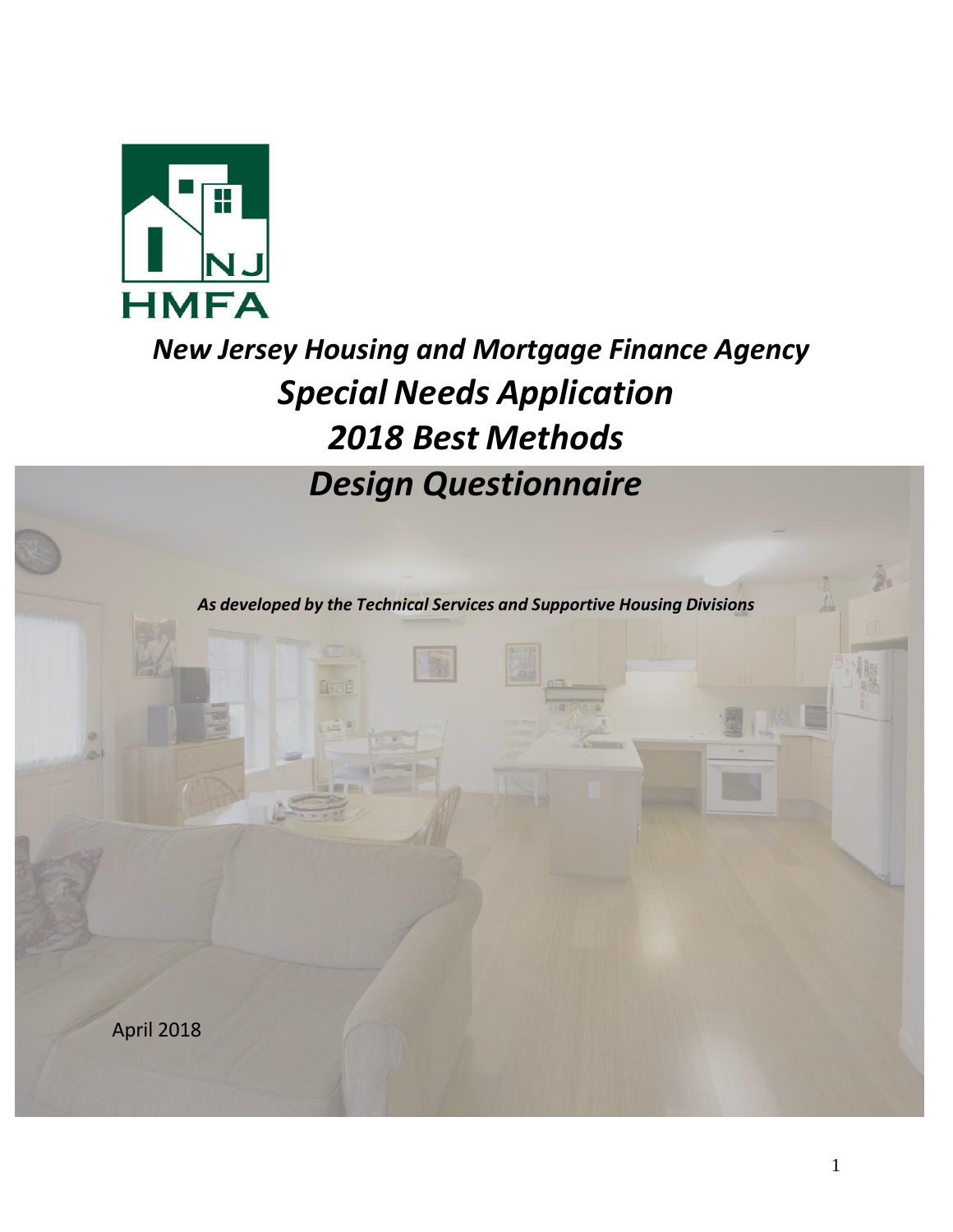*New Jersey Housing and Mortgage Finance Agency*

# *Special Needs Application*
# *2018 Best Methods*
# *Design Questionnaire*

***As developed by the Technical Services and Supportive Housing Divisions***

April 2018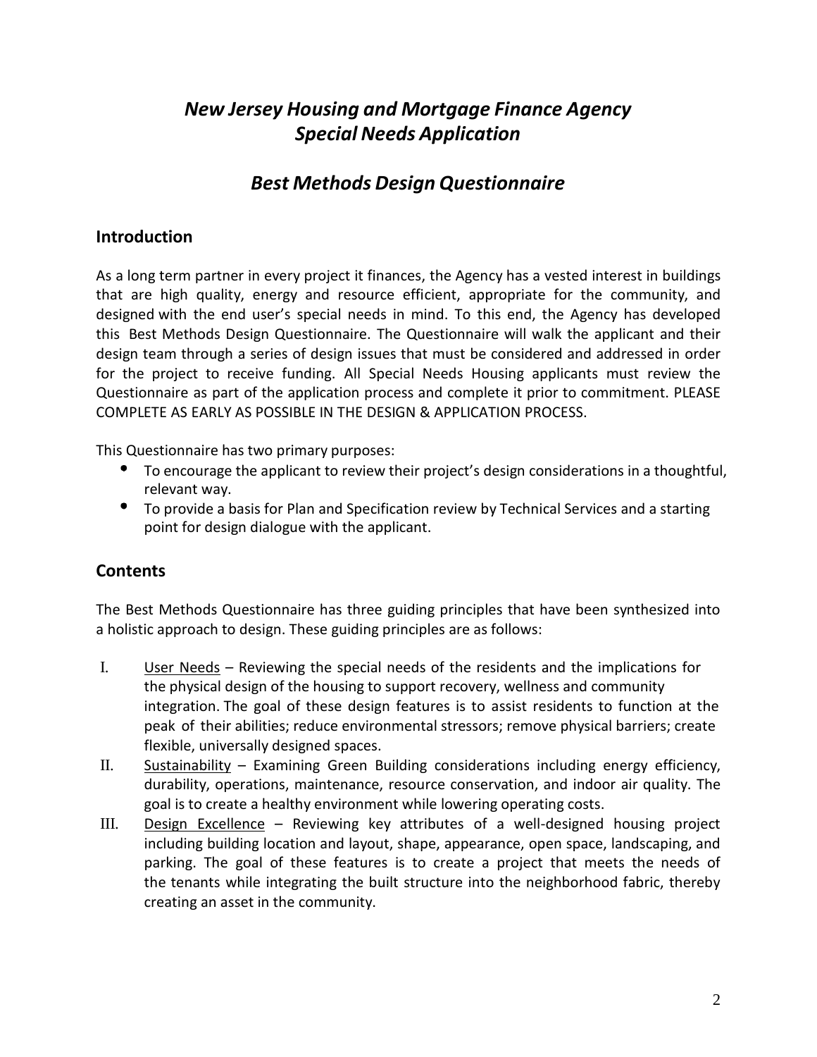# *New Jersey Housing and Mortgage Finance Agency Special Needs Application*

## *Best Methods Design Questionnaire*

### Introduction

As a long term partner in every project it finances, the Agency has a vested interest in buildings that are high quality, energy and resource efficient, appropriate for the community, and designed with the end user's special needs in mind. To this end, the Agency has developed this Best Methods Design Questionnaire. The Questionnaire will walk the applicant and their design team through a series of design issues that must be considered and addressed in order for the project to receive funding. All Special Needs Housing applicants must review the Questionnaire as part of the application process and complete it prior to commitment. PLEASE COMPLETE AS EARLY AS POSSIBLE IN THE DESIGN & APPLICATION PROCESS.

This Questionnaire has two primary purposes:

- To encourage the applicant to review their project's design considerations in a thoughtful, relevant way.
- To provide a basis for Plan and Specification review by Technical Services and a starting point for design dialogue with the applicant.

### Contents

The Best Methods Questionnaire has three guiding principles that have been synthesized into a holistic approach to design. These guiding principles are as follows:

I. User Needs – Reviewing the special needs of the residents and the implications for the physical design of the housing to support recovery, wellness and community integration. The goal of these design features is to assist residents to function at the peak of their abilities; reduce environmental stressors; remove physical barriers; create flexible, universally designed spaces.

II. Sustainability – Examining Green Building considerations including energy efficiency, durability, operations, maintenance, resource conservation, and indoor air quality. The goal is to create a healthy environment while lowering operating costs.

III. Design Excellence – Reviewing key attributes of a well-designed housing project including building location and layout, shape, appearance, open space, landscaping, and parking. The goal of these features is to create a project that meets the needs of the tenants while integrating the built structure into the neighborhood fabric, thereby creating an asset in the community.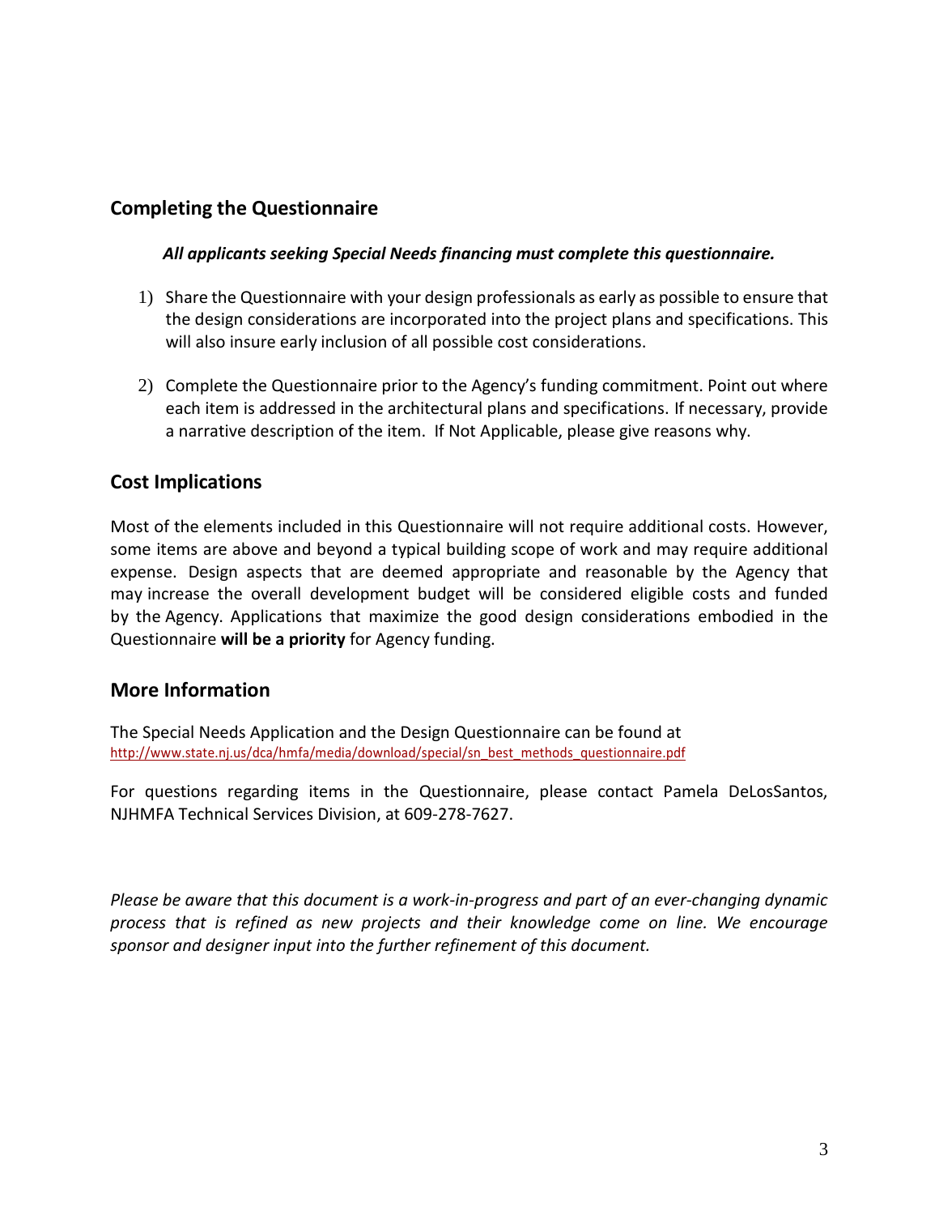## Completing the Questionnaire

***All applicants seeking Special Needs financing must complete this questionnaire.***

1) Share the Questionnaire with your design professionals as early as possible to ensure that the design considerations are incorporated into the project plans and specifications. This will also insure early inclusion of all possible cost considerations.

2) Complete the Questionnaire prior to the Agency's funding commitment. Point out where each item is addressed in the architectural plans and specifications. If necessary, provide a narrative description of the item. If Not Applicable, please give reasons why.

## Cost Implications

Most of the elements included in this Questionnaire will not require additional costs. However, some items are above and beyond a typical building scope of work and may require additional expense. Design aspects that are deemed appropriate and reasonable by the Agency that may increase the overall development budget will be considered eligible costs and funded by the Agency. Applications that maximize the good design considerations embodied in the Questionnaire **will be a priority** for Agency funding.

## More Information

The Special Needs Application and the Design Questionnaire can be found at
http://www.state.nj.us/dca/hmfa/media/download/special/sn_best_methods_questionnaire.pdf

For questions regarding items in the Questionnaire, please contact Pamela DeLosSantos, NJHMFA Technical Services Division, at 609-278-7627.

*Please be aware that this document is a work-in-progress and part of an ever-changing dynamic process that is refined as new projects and their knowledge come on line. We encourage sponsor and designer input into the further refinement of this document.*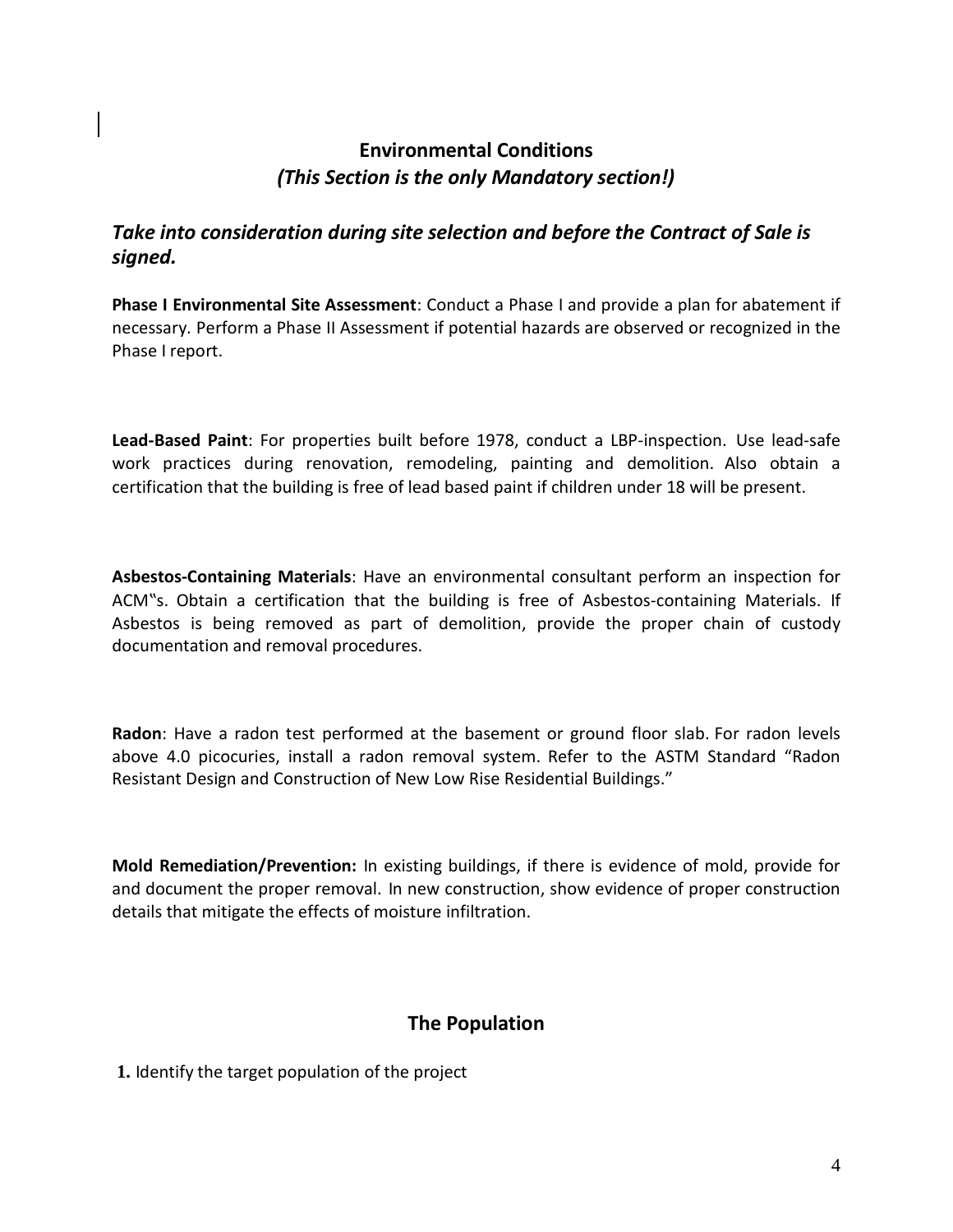## Environmental Conditions

### *(This Section is the only Mandatory section!)*

### *Take into consideration during site selection and before the Contract of Sale is signed.*

**Phase I Environmental Site Assessment**: Conduct a Phase I and provide a plan for abatement if necessary. Perform a Phase II Assessment if potential hazards are observed or recognized in the Phase I report.

**Lead-Based Paint**: For properties built before 1978, conduct a LBP-inspection. Use lead-safe work practices during renovation, remodeling, painting and demolition. Also obtain a certification that the building is free of lead based paint if children under 18 will be present.

**Asbestos-Containing Materials**: Have an environmental consultant perform an inspection for ACM�much"s. Obtain a certification that the building is free of Asbestos-containing Materials. If Asbestos is being removed as part of demolition, provide the proper chain of custody documentation and removal procedures.

**Radon**: Have a radon test performed at the basement or ground floor slab. For radon levels above 4.0 picocuries, install a radon removal system. Refer to the ASTM Standard "Radon Resistant Design and Construction of New Low Rise Residential Buildings."

**Mold Remediation/Prevention:** In existing buildings, if there is evidence of mold, provide for and document the proper removal. In new construction, show evidence of proper construction details that mitigate the effects of moisture infiltration.

## The Population

**1.** Identify the target population of the project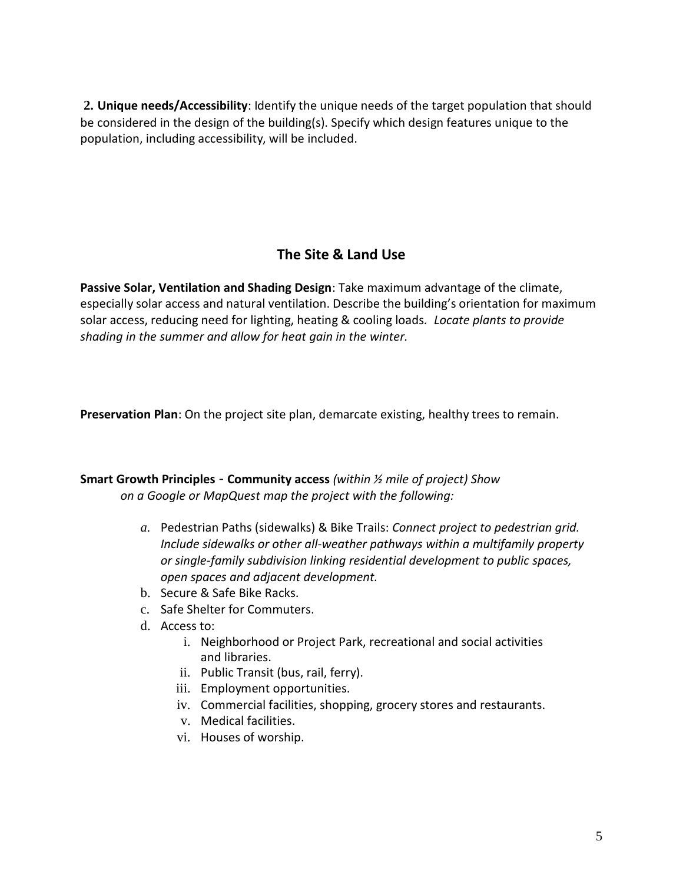**2. Unique needs/Accessibility**: Identify the unique needs of the target population that should be considered in the design of the building(s). Specify which design features unique to the population, including accessibility, will be included.

## The Site & Land Use

**Passive Solar, Ventilation and Shading Design**: Take maximum advantage of the climate, especially solar access and natural ventilation. Describe the building's orientation for maximum solar access, reducing need for lighting, heating & cooling loads. *Locate plants to provide shading in the summer and allow for heat gain in the winter.*

**Preservation Plan**: On the project site plan, demarcate existing, healthy trees to remain.

**Smart Growth Principles** - **Community access** *(within ½ mile of project) Show on a Google or MapQuest map the project with the following:*

a. Pedestrian Paths (sidewalks) & Bike Trails: *Connect project to pedestrian grid. Include sidewalks or other all-weather pathways within a multifamily property or single-family subdivision linking residential development to public spaces, open spaces and adjacent development.*
b. Secure & Safe Bike Racks.
c. Safe Shelter for Commuters.
d. Access to:
    i. Neighborhood or Project Park, recreational and social activities and libraries.
    ii. Public Transit (bus, rail, ferry).
    iii. Employment opportunities.
    iv. Commercial facilities, shopping, grocery stores and restaurants.
    v. Medical facilities.
    vi. Houses of worship.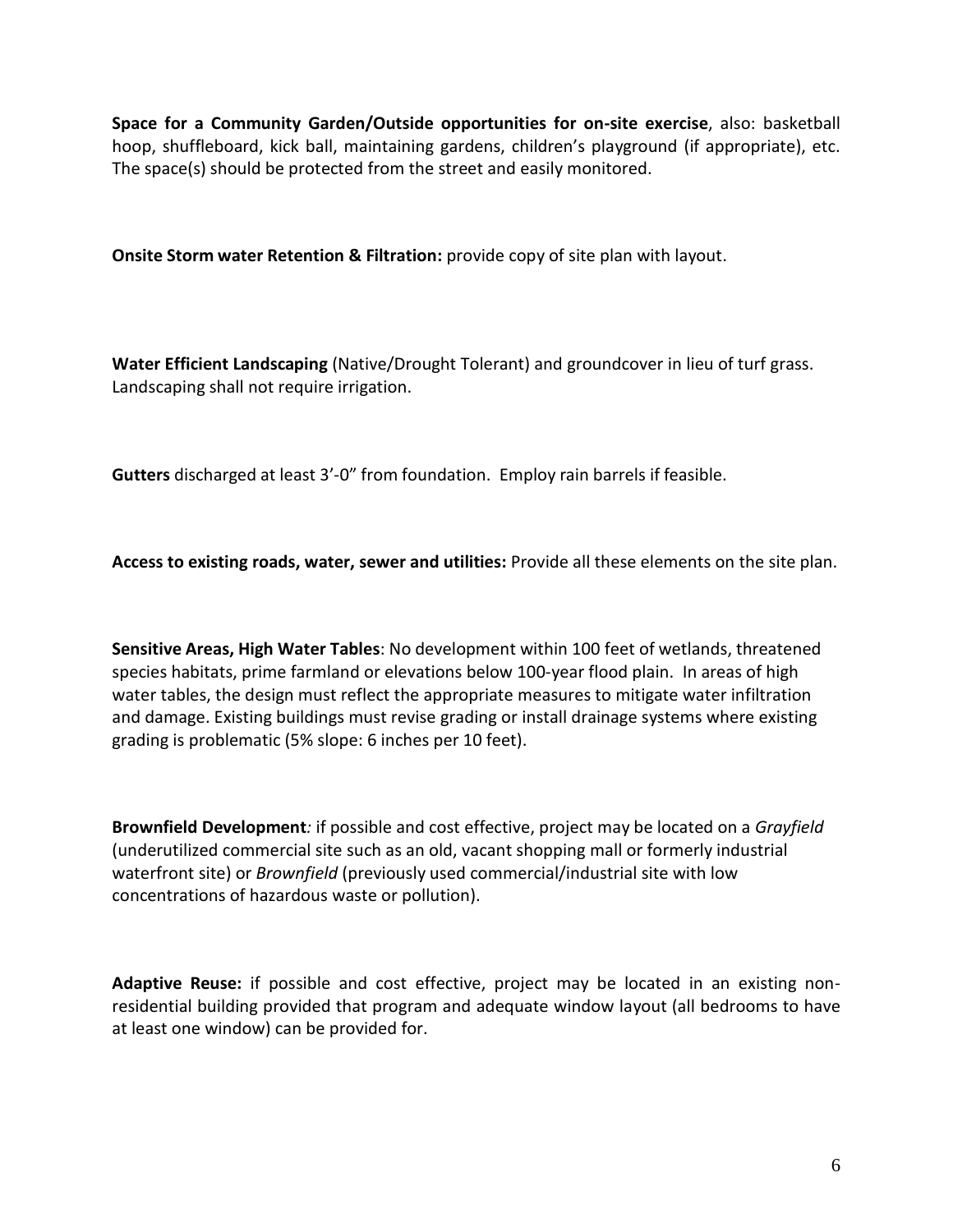**Space for a Community Garden/Outside opportunities for on-site exercise**, also: basketball hoop, shuffleboard, kick ball, maintaining gardens, children's playground (if appropriate), etc. The space(s) should be protected from the street and easily monitored.

**Onsite Storm water Retention & Filtration:** provide copy of site plan with layout.

**Water Efficient Landscaping** (Native/Drought Tolerant) and groundcover in lieu of turf grass. Landscaping shall not require irrigation.

**Gutters** discharged at least 3'-0" from foundation. Employ rain barrels if feasible.

**Access to existing roads, water, sewer and utilities:** Provide all these elements on the site plan.

**Sensitive Areas, High Water Tables**: No development within 100 feet of wetlands, threatened species habitats, prime farmland or elevations below 100-year flood plain. In areas of high water tables, the design must reflect the appropriate measures to mitigate water infiltration and damage. Existing buildings must revise grading or install drainage systems where existing grading is problematic (5% slope: 6 inches per 10 feet).

**Brownfield Development***:* if possible and cost effective, project may be located on a *Grayfield* (underutilized commercial site such as an old, vacant shopping mall or formerly industrial waterfront site) or *Brownfield* (previously used commercial/industrial site with low concentrations of hazardous waste or pollution).

**Adaptive Reuse:** if possible and cost effective, project may be located in an existing non-residential building provided that program and adequate window layout (all bedrooms to have at least one window) can be provided for.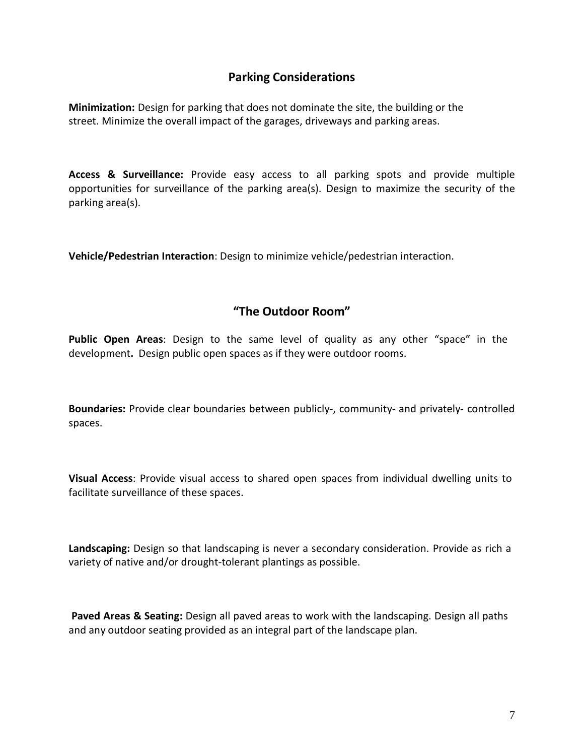## Parking Considerations

**Minimization:** Design for parking that does not dominate the site, the building or the street. Minimize the overall impact of the garages, driveways and parking areas.

**Access & Surveillance:** Provide easy access to all parking spots and provide multiple opportunities for surveillance of the parking area(s). Design to maximize the security of the parking area(s).

**Vehicle/Pedestrian Interaction**: Design to minimize vehicle/pedestrian interaction.

## "The Outdoor Room"

**Public Open Areas**: Design to the same level of quality as any other "space" in the development**.** Design public open spaces as if they were outdoor rooms.

**Boundaries:** Provide clear boundaries between publicly-, community- and privately- controlled spaces.

**Visual Access**: Provide visual access to shared open spaces from individual dwelling units to facilitate surveillance of these spaces.

**Landscaping:** Design so that landscaping is never a secondary consideration. Provide as rich a variety of native and/or drought-tolerant plantings as possible.

**Paved Areas & Seating:** Design all paved areas to work with the landscaping. Design all paths and any outdoor seating provided as an integral part of the landscape plan.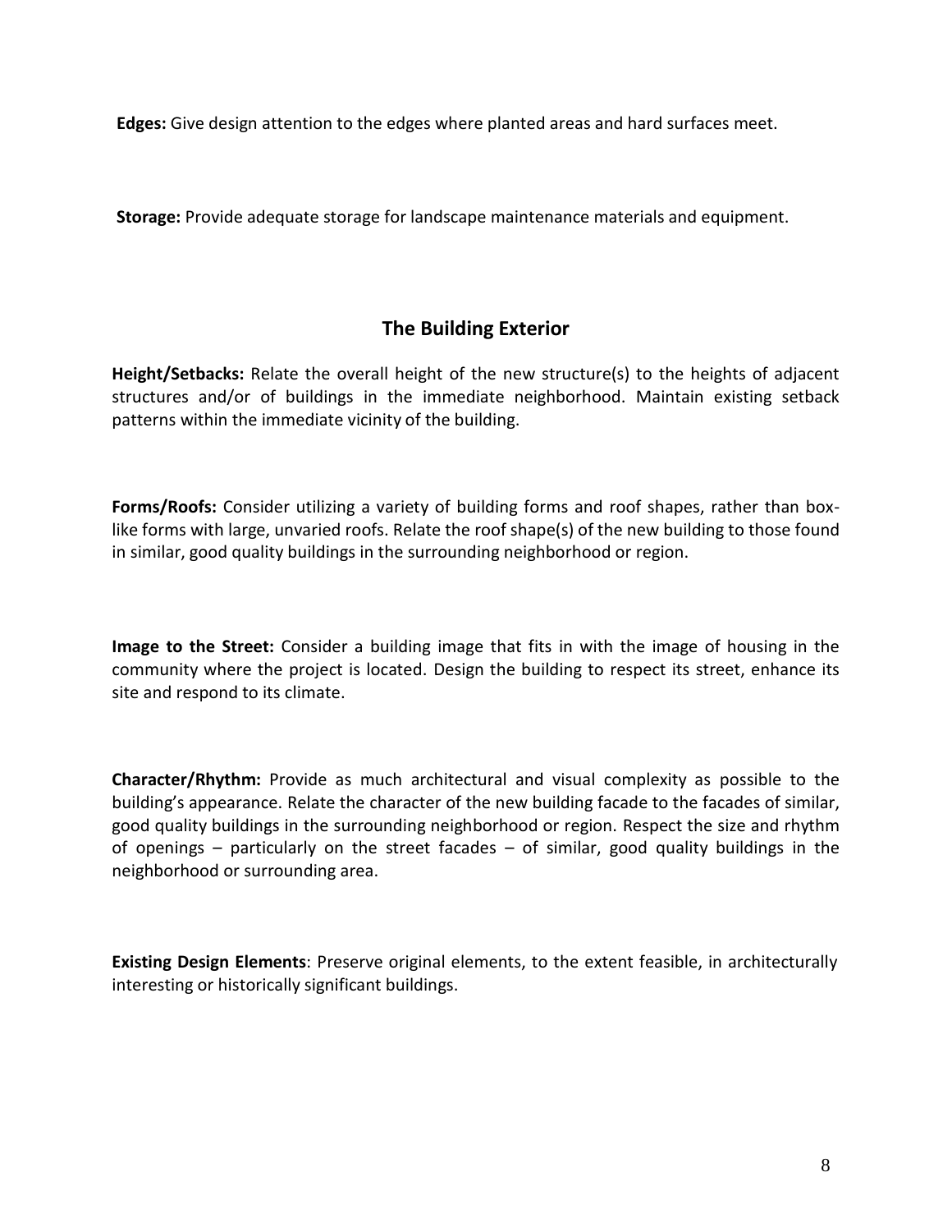**Edges:** Give design attention to the edges where planted areas and hard surfaces meet.

**Storage:** Provide adequate storage for landscape maintenance materials and equipment.

## The Building Exterior

**Height/Setbacks:** Relate the overall height of the new structure(s) to the heights of adjacent structures and/or of buildings in the immediate neighborhood. Maintain existing setback patterns within the immediate vicinity of the building.

**Forms/Roofs:** Consider utilizing a variety of building forms and roof shapes, rather than box-like forms with large, unvaried roofs. Relate the roof shape(s) of the new building to those found in similar, good quality buildings in the surrounding neighborhood or region.

**Image to the Street:** Consider a building image that fits in with the image of housing in the community where the project is located. Design the building to respect its street, enhance its site and respond to its climate.

**Character/Rhythm:** Provide as much architectural and visual complexity as possible to the building's appearance. Relate the character of the new building facade to the facades of similar, good quality buildings in the surrounding neighborhood or region. Respect the size and rhythm of openings – particularly on the street facades – of similar, good quality buildings in the neighborhood or surrounding area.

**Existing Design Elements**: Preserve original elements, to the extent feasible, in architecturally interesting or historically significant buildings.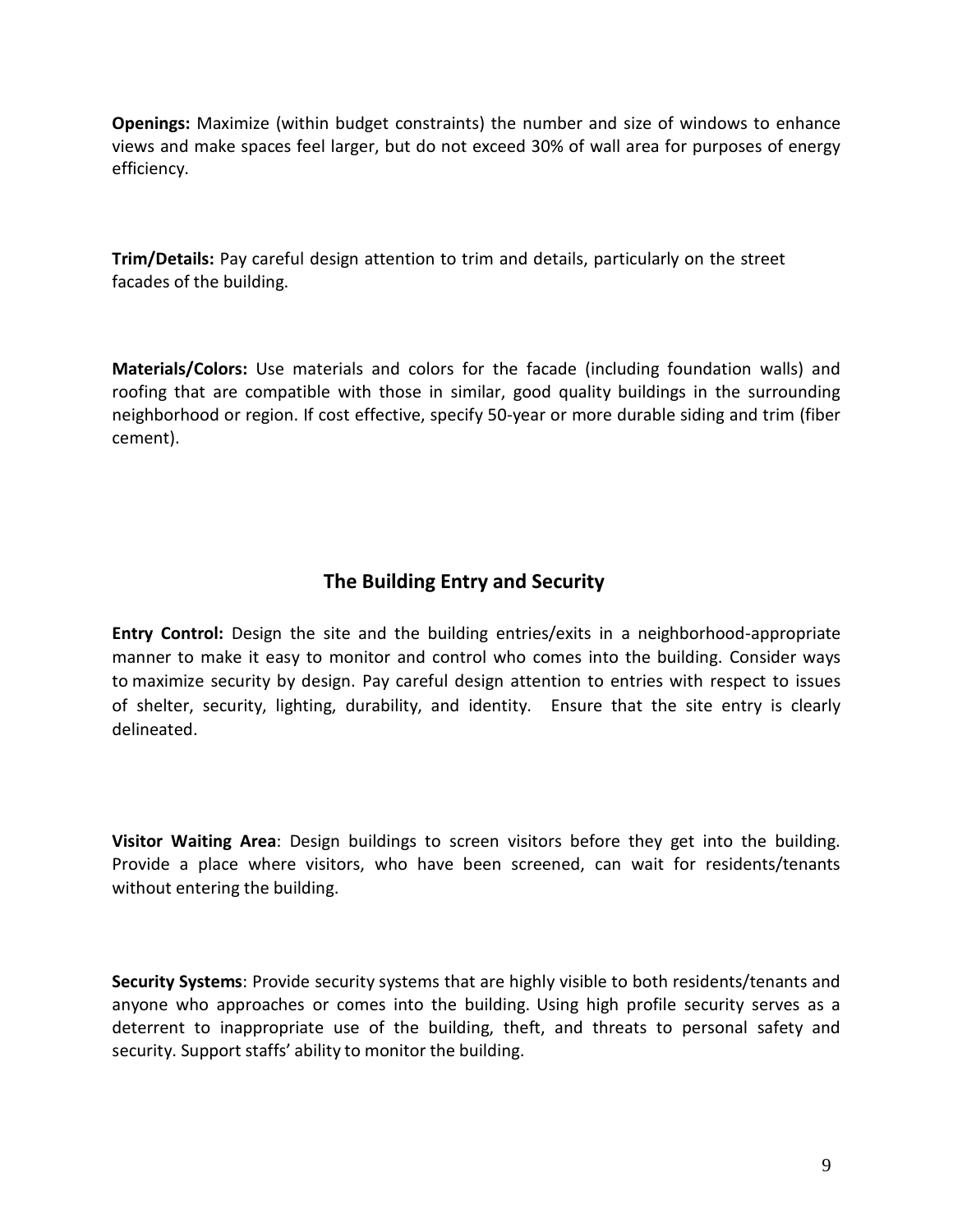**Openings:** Maximize (within budget constraints) the number and size of windows to enhance views and make spaces feel larger, but do not exceed 30% of wall area for purposes of energy efficiency.

**Trim/Details:** Pay careful design attention to trim and details, particularly on the street facades of the building.

**Materials/Colors:** Use materials and colors for the facade (including foundation walls) and roofing that are compatible with those in similar, good quality buildings in the surrounding neighborhood or region. If cost effective, specify 50-year or more durable siding and trim (fiber cement).

## The Building Entry and Security

**Entry Control:** Design the site and the building entries/exits in a neighborhood-appropriate manner to make it easy to monitor and control who comes into the building. Consider ways to maximize security by design. Pay careful design attention to entries with respect to issues of shelter, security, lighting, durability, and identity. Ensure that the site entry is clearly delineated.

**Visitor Waiting Area**: Design buildings to screen visitors before they get into the building. Provide a place where visitors, who have been screened, can wait for residents/tenants without entering the building.

**Security Systems**: Provide security systems that are highly visible to both residents/tenants and anyone who approaches or comes into the building. Using high profile security serves as a deterrent to inappropriate use of the building, theft, and threats to personal safety and security. Support staffs' ability to monitor the building.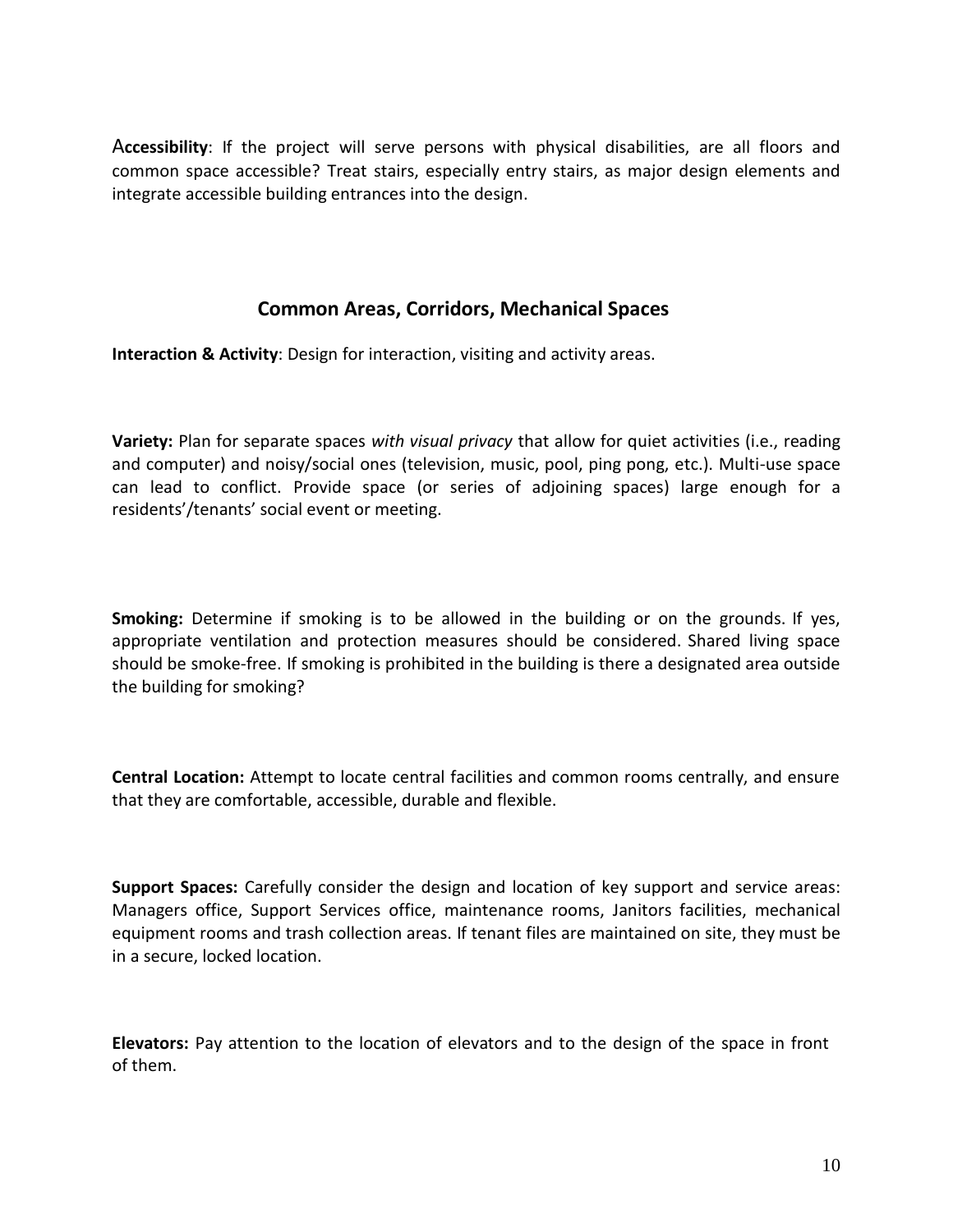**Accessibility**: If the project will serve persons with physical disabilities, are all floors and common space accessible? Treat stairs, especially entry stairs, as major design elements and integrate accessible building entrances into the design.

## Common Areas, Corridors, Mechanical Spaces

**Interaction & Activity**: Design for interaction, visiting and activity areas.

**Variety:** Plan for separate spaces *with visual privacy* that allow for quiet activities (i.e., reading and computer) and noisy/social ones (television, music, pool, ping pong, etc.). Multi-use space can lead to conflict. Provide space (or series of adjoining spaces) large enough for a residents'/tenants' social event or meeting.

**Smoking:** Determine if smoking is to be allowed in the building or on the grounds. If yes, appropriate ventilation and protection measures should be considered. Shared living space should be smoke-free. If smoking is prohibited in the building is there a designated area outside the building for smoking?

**Central Location:** Attempt to locate central facilities and common rooms centrally, and ensure that they are comfortable, accessible, durable and flexible.

**Support Spaces:** Carefully consider the design and location of key support and service areas: Managers office, Support Services office, maintenance rooms, Janitors facilities, mechanical equipment rooms and trash collection areas. If tenant files are maintained on site, they must be in a secure, locked location.

**Elevators:** Pay attention to the location of elevators and to the design of the space in front of them.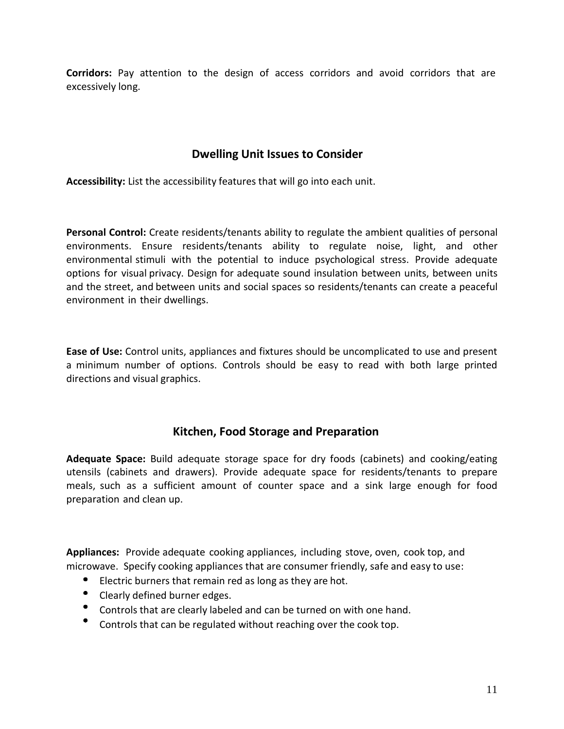**Corridors:** Pay attention to the design of access corridors and avoid corridors that are excessively long.

## Dwelling Unit Issues to Consider

**Accessibility:** List the accessibility features that will go into each unit.

**Personal Control:** Create residents/tenants ability to regulate the ambient qualities of personal environments. Ensure residents/tenants ability to regulate noise, light, and other environmental stimuli with the potential to induce psychological stress. Provide adequate options for visual privacy. Design for adequate sound insulation between units, between units and the street, and between units and social spaces so residents/tenants can create a peaceful environment in their dwellings.

**Ease of Use:** Control units, appliances and fixtures should be uncomplicated to use and present a minimum number of options. Controls should be easy to read with both large printed directions and visual graphics.

## Kitchen, Food Storage and Preparation

**Adequate Space:** Build adequate storage space for dry foods (cabinets) and cooking/eating utensils (cabinets and drawers). Provide adequate space for residents/tenants to prepare meals, such as a sufficient amount of counter space and a sink large enough for food preparation and clean up.

**Appliances:** Provide adequate cooking appliances, including stove, oven, cook top, and microwave. Specify cooking appliances that are consumer friendly, safe and easy to use:

- Electric burners that remain red as long as they are hot.
- Clearly defined burner edges.
- Controls that are clearly labeled and can be turned on with one hand.
- Controls that can be regulated without reaching over the cook top.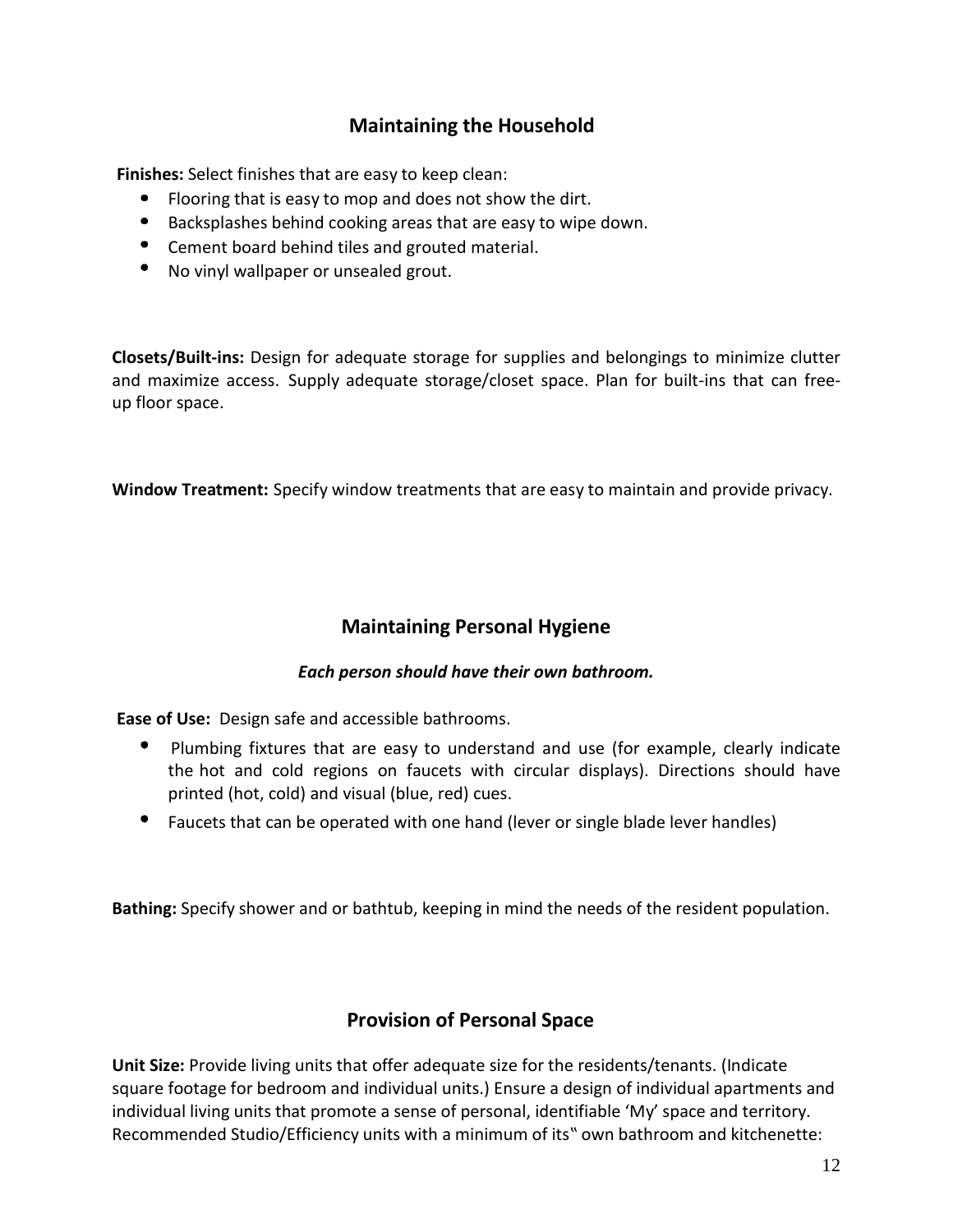## Maintaining the Household

**Finises:** Select finishes that are easy to keep clean:

- Flooring that is easy to mop and does not show the dirt.
- Backsplashes behind cooking areas that are easy to wipe down.
- Cement board behind tiles and grouted material.
- No vinyl wallpaper or unsealed grout.

**Closets/Built-ins:** Design for adequate storage for supplies and belongings to minimize clutter and maximize access. Supply adequate storage/closet space. Plan for built-ins that can free-up floor space.

**Window Treatment:** Specify window treatments that are easy to maintain and provide privacy.

## Maintaining Personal Hygiene

***Each person should have their own bathroom.***

**Ease of Use:** Design safe and accessible bathrooms.

- Plumbing fixtures that are easy to understand and use (for example, clearly indicate the hot and cold regions on faucets with circular displays). Directions should have printed (hot, cold) and visual (blue, red) cues.
- Faucets that can be operated with one hand (lever or single blade lever handles)

**Bathing:** Specify shower and or bathtub, keeping in mind the needs of the resident population.

## Provision of Personal Space

**Unit Size:** Provide living units that offer adequate size for the residents/tenants. (Indicate square footage for bedroom and individual units.) Ensure a design of individual apartments and individual living units that promote a sense of personal, identifiable 'My' space and territory. Recommended Studio/Efficiency units with a minimum of its" own bathroom and kitchenette: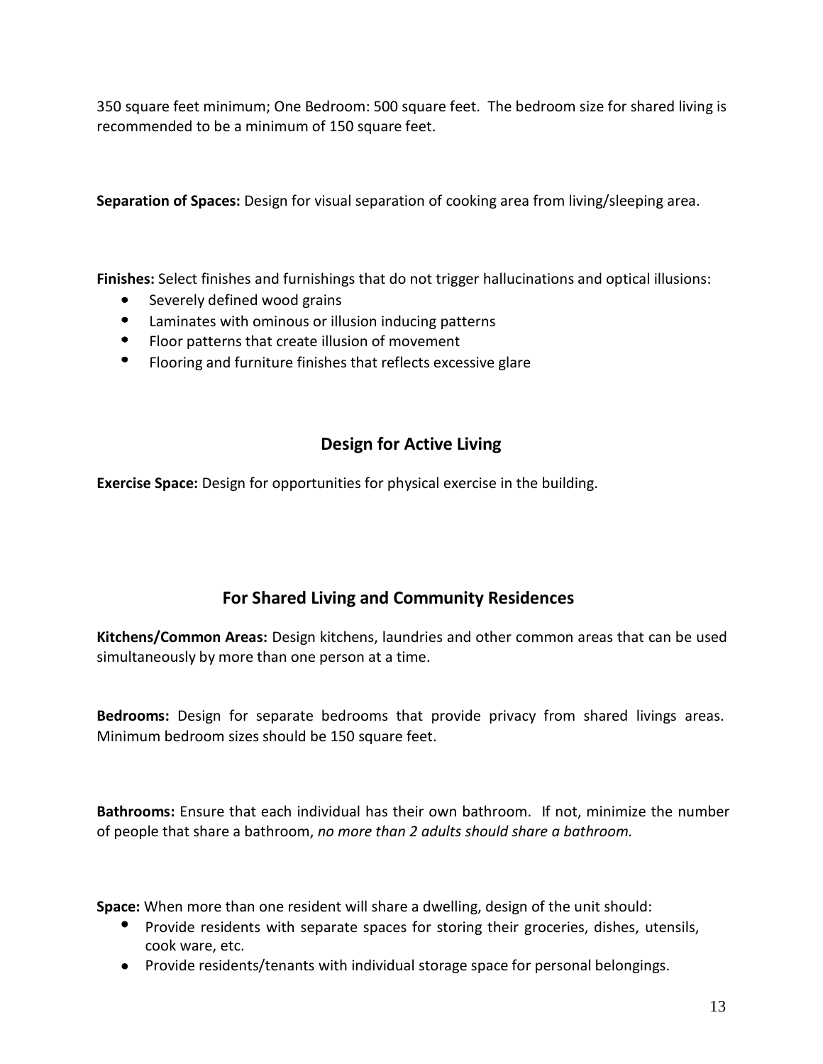350 square feet minimum; One Bedroom: 500 square feet. The bedroom size for shared living is recommended to be a minimum of 150 square feet.

**Separation of Spaces:** Design for visual separation of cooking area from living/sleeping area.

**Finishes:** Select finishes and furnishings that do not trigger hallucinations and optical illusions:

- Severely defined wood grains
- Laminates with ominous or illusion inducing patterns
- Floor patterns that create illusion of movement
- Flooring and furniture finishes that reflects excessive glare

## Design for Active Living

**Exercise Space:** Design for opportunities for physical exercise in the building.

## For Shared Living and Community Residences

**Kitchens/Common Areas:** Design kitchens, laundries and other common areas that can be used simultaneously by more than one person at a time.

**Bedrooms:** Design for separate bedrooms that provide privacy from shared livings areas. Minimum bedroom sizes should be 150 square feet.

**Bathrooms:** Ensure that each individual has their own bathroom. If not, minimize the number of people that share a bathroom, *no more than 2 adults should share a bathroom.*

**Space:** When more than one resident will share a dwelling, design of the unit should:

- Provide residents with separate spaces for storing their groceries, dishes, utensils, cook ware, etc.
- Provide residents/tenants with individual storage space for personal belongings.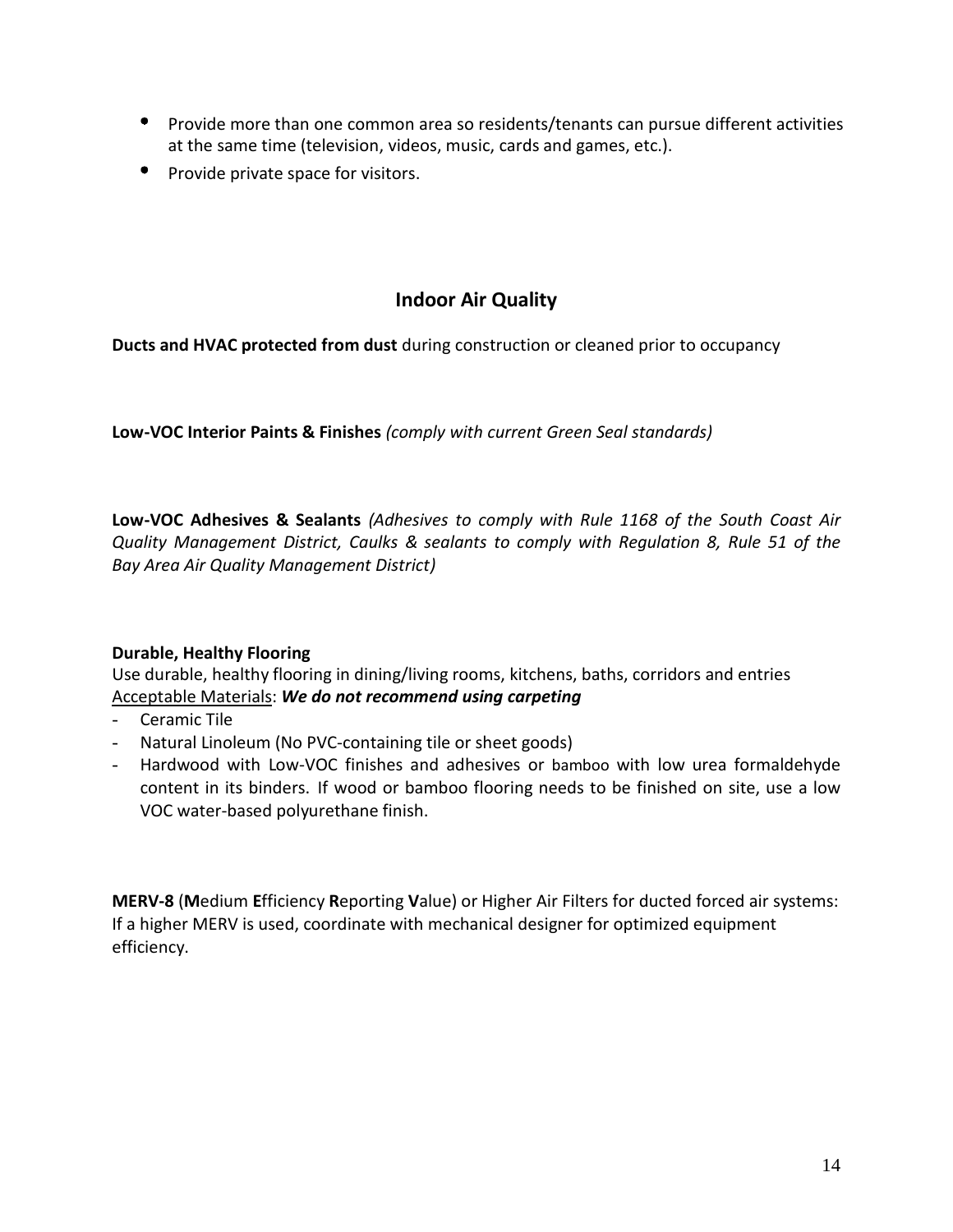- Provide more than one common area so residents/tenants can pursue different activities at the same time (television, videos, music, cards and games, etc.).
- Provide private space for visitors.

## Indoor Air Quality

**Ducts and HVAC protected from dust** during construction or cleaned prior to occupancy

**Low-VOC Interior Paints & Finishes** *(comply with current Green Seal standards)*

**Low-VOC Adhesives & Sealants** *(Adhesives to comply with Rule 1168 of the South Coast Air Quality Management District, Caulks & sealants to comply with Regulation 8, Rule 51 of the Bay Area Air Quality Management District)*

**Durable, Healthy Flooring**
Use durable, healthy flooring in dining/living rooms, kitchens, baths, corridors and entries
<u>Acceptable Materials</u>: ***We do not recommend using carpeting***

- Ceramic Tile
- Natural Linoleum (No PVC-containing tile or sheet goods)
- Hardwood with Low-VOC finishes and adhesives or bamboo with low urea formaldehyde content in its binders. If wood or bamboo flooring needs to be finished on site, use a low VOC water-based polyurethane finish.

**MERV-8** (**M**edium **E**fficiency **R**eporting **V**alue) or Higher Air Filters for ducted forced air systems: If a higher MERV is used, coordinate with mechanical designer for optimized equipment efficiency.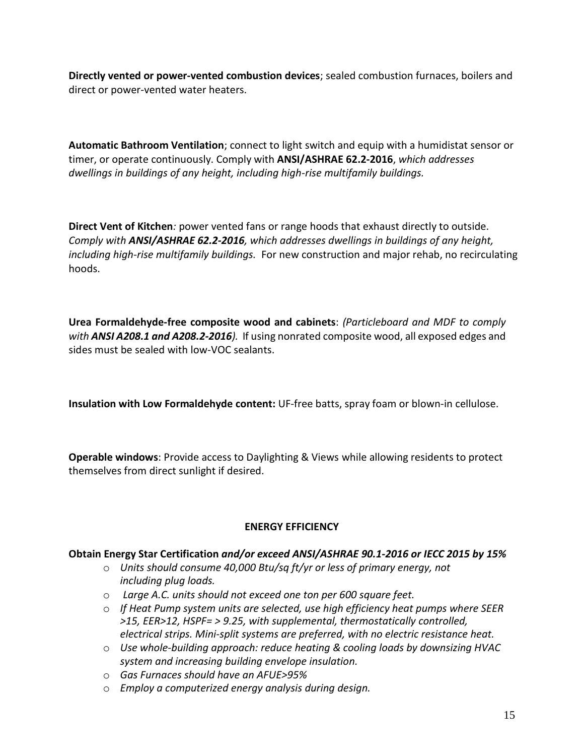**Directly vented or power-vented combustion devices**; sealed combustion furnaces, boilers and direct or power-vented water heaters.

**Automatic Bathroom Ventilation**; connect to light switch and equip with a humidistat sensor or timer, or operate continuously. Comply with **ANSI/ASHRAE 62.2-2016**, *which addresses dwellings in buildings of any height, including high-rise multifamily buildings.*

**Direct Vent of Kitchen***:* power vented fans or range hoods that exhaust directly to outside. *Comply with **ANSI/ASHRAE 62.2-2016**, which addresses dwellings in buildings of any height, including high-rise multifamily buildings.* For new construction and major rehab, no recirculating hoods.

**Urea Formaldehyde-free composite wood and cabinets**: *(Particleboard and MDF to comply with **ANSI A208.1 and A208.2-2016**).* If using nonrated composite wood, all exposed edges and sides must be sealed with low-VOC sealants.

**Insulation with Low Formaldehyde content:** UF-free batts, spray foam or blown-in cellulose.

**Operable windows**: Provide access to Daylighting & Views while allowing residents to protect themselves from direct sunlight if desired.

## ENERGY EFFICIENCY

**Obtain Energy Star Certification *and/or exceed ANSI/ASHRAE 90.1-2016 or IECC 2015 by 15%***

- *Units should consume 40,000 Btu/sq ft/yr or less of primary energy, not including plug loads.*
- *Large A.C. units should not exceed one ton per 600 square feet.*
- *If Heat Pump system units are selected, use high efficiency heat pumps where SEER >15, EER>12, HSPF= > 9.25, with supplemental, thermostatically controlled, electrical strips. Mini-split systems are preferred, with no electric resistance heat.*
- *Use whole-building approach: reduce heating & cooling loads by downsizing HVAC system and increasing building envelope insulation.*
- *Gas Furnaces should have an AFUE>95%*
- *Employ a computerized energy analysis during design.*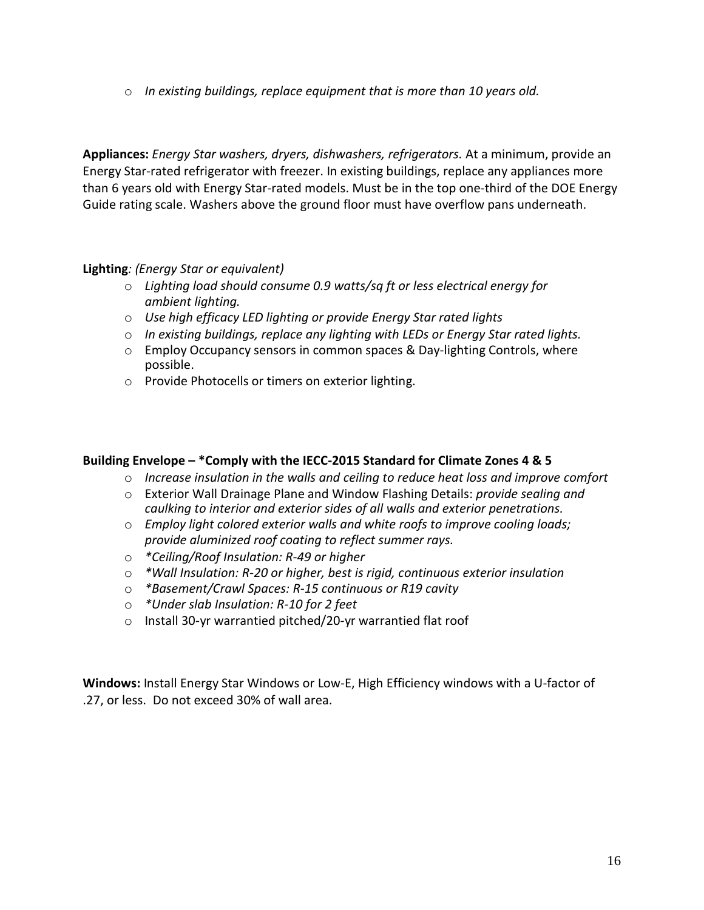- *In existing buildings, replace equipment that is more than 10 years old.*

**Appliances:** *Energy Star washers, dryers, dishwashers, refrigerators.* At a minimum, provide an Energy Star-rated refrigerator with freezer. In existing buildings, replace any appliances more than 6 years old with Energy Star-rated models. Must be in the top one-third of the DOE Energy Guide rating scale. Washers above the ground floor must have overflow pans underneath.

**Lighting***: (Energy Star or equivalent)*

- *Lighting load should consume 0.9 watts/sq ft or less electrical energy for ambient lighting.*
- *Use high efficacy LED lighting or provide Energy Star rated lights*
- *In existing buildings, replace any lighting with LEDs or Energy Star rated lights.*
- Employ Occupancy sensors in common spaces & Day-lighting Controls, where possible.
- Provide Photocells or timers on exterior lighting.

**Building Envelope – *Comply with the IECC-2015 Standard for Climate Zones 4 & 5**

- *Increase insulation in the walls and ceiling to reduce heat loss and improve comfort*
- Exterior Wall Drainage Plane and Window Flashing Details: *provide sealing and caulking to interior and exterior sides of all walls and exterior penetrations.*
- *Employ light colored exterior walls and white roofs to improve cooling loads; provide aluminized roof coating to reflect summer rays.*
- *\*Ceiling/Roof Insulation: R-49 or higher*
- *\*Wall Insulation: R-20 or higher, best is rigid, continuous exterior insulation*
- *\*Basement/Crawl Spaces: R-15 continuous or R19 cavity*
- *\*Under slab Insulation: R-10 for 2 feet*
- Install 30-yr warrantied pitched/20-yr warrantied flat roof

**Windows:** Install Energy Star Windows or Low-E, High Efficiency windows with a U-factor of .27, or less. Do not exceed 30% of wall area.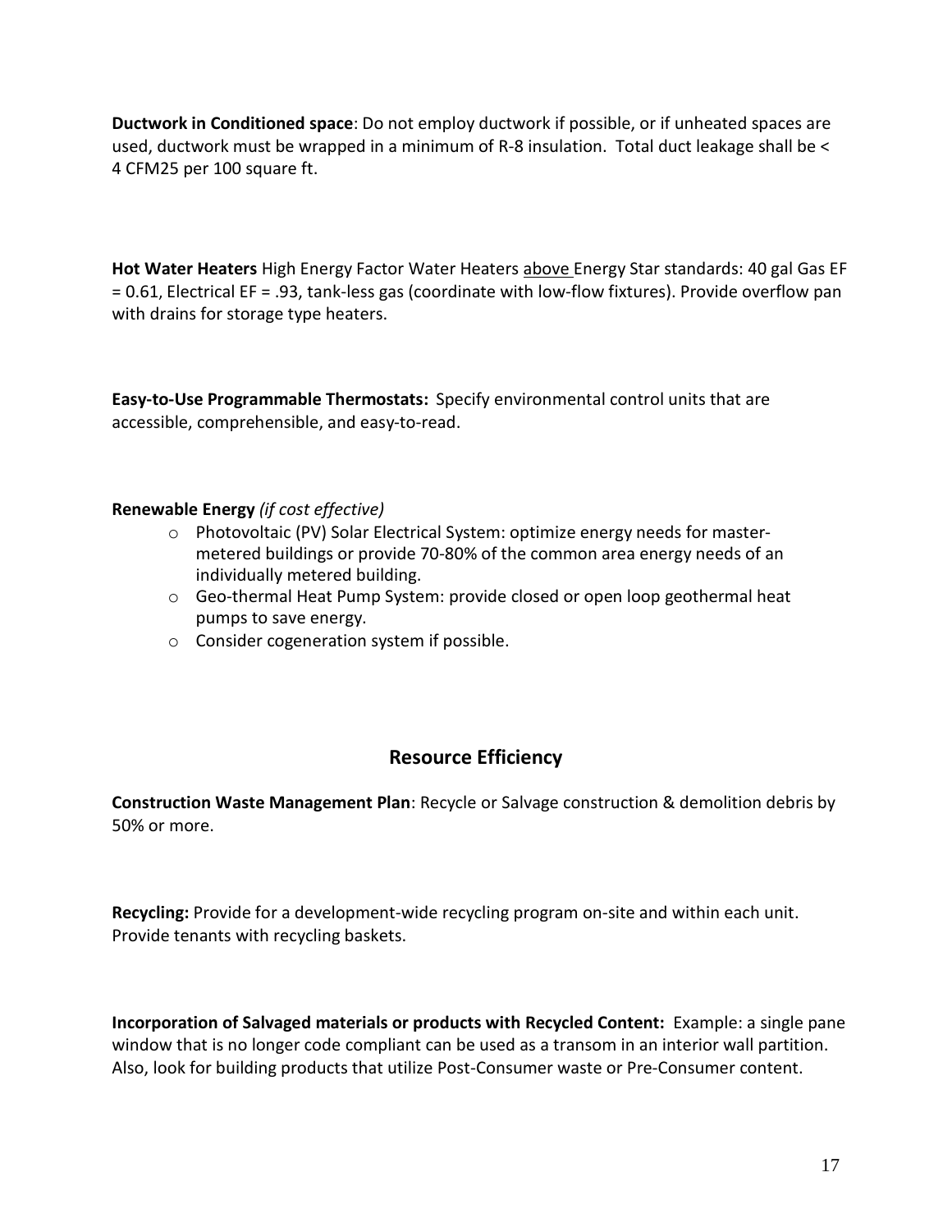**Ductwork in Conditioned space**: Do not employ ductwork if possible, or if unheated spaces are used, ductwork must be wrapped in a minimum of R-8 insulation. Total duct leakage shall be < 4 CFM25 per 100 square ft.

**Hot Water Heaters** High Energy Factor Water Heaters <u>above</u> Energy Star standards: 40 gal Gas EF = 0.61, Electrical EF = .93, tank-less gas (coordinate with low-flow fixtures). Provide overflow pan with drains for storage type heaters.

**Easy-to-Use Programmable Thermostats:** Specify environmental control units that are accessible, comprehensible, and easy-to-read.

**Renewable Energy** *(if cost effective)*

- Photovoltaic (PV) Solar Electrical System: optimize energy needs for master-metered buildings or provide 70-80% of the common area energy needs of an individually metered building.
- Geo-thermal Heat Pump System: provide closed or open loop geothermal heat pumps to save energy.
- Consider cogeneration system if possible.

## Resource Efficiency

**Construction Waste Management Plan**: Recycle or Salvage construction & demolition debris by 50% or more.

**Recycling:** Provide for a development-wide recycling program on-site and within each unit. Provide tenants with recycling baskets.

**Incorporation of Salvaged materials or products with Recycled Content:** Example: a single pane window that is no longer code compliant can be used as a transom in an interior wall partition. Also, look for building products that utilize Post-Consumer waste or Pre-Consumer content.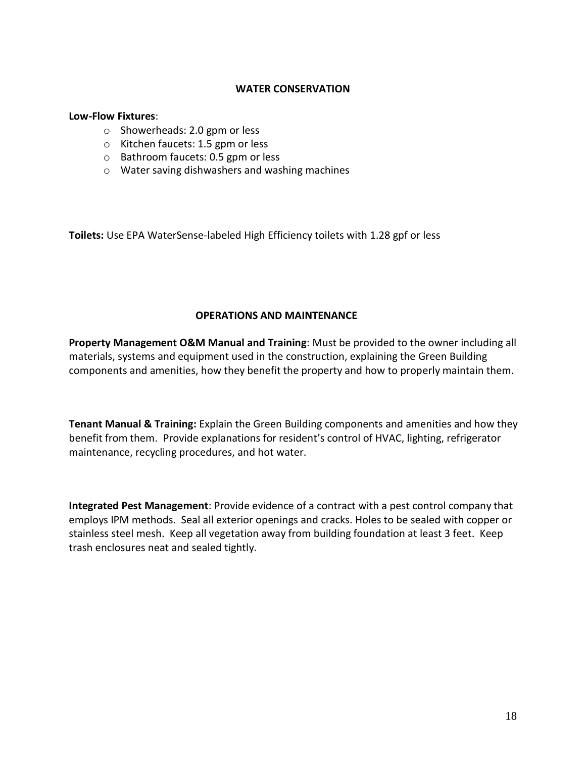## WATER CONSERVATION

**Low-Flow Fixtures**:

- Showerheads: 2.0 gpm or less
- Kitchen faucets: 1.5 gpm or less
- Bathroom faucets: 0.5 gpm or less
- Water saving dishwashers and washing machines

**Toilets:** Use EPA WaterSense-labeled High Efficiency toilets with 1.28 gpf or less

## OPERATIONS AND MAINTENANCE

**Property Management O&M Manual and Training**: Must be provided to the owner including all materials, systems and equipment used in the construction, explaining the Green Building components and amenities, how they benefit the property and how to properly maintain them.

**Tenant Manual & Training:** Explain the Green Building components and amenities and how they benefit from them. Provide explanations for resident's control of HVAC, lighting, refrigerator maintenance, recycling procedures, and hot water.

**Integrated Pest Management**: Provide evidence of a contract with a pest control company that employs IPM methods. Seal all exterior openings and cracks. Holes to be sealed with copper or stainless steel mesh. Keep all vegetation away from building foundation at least 3 feet. Keep trash enclosures neat and sealed tightly.